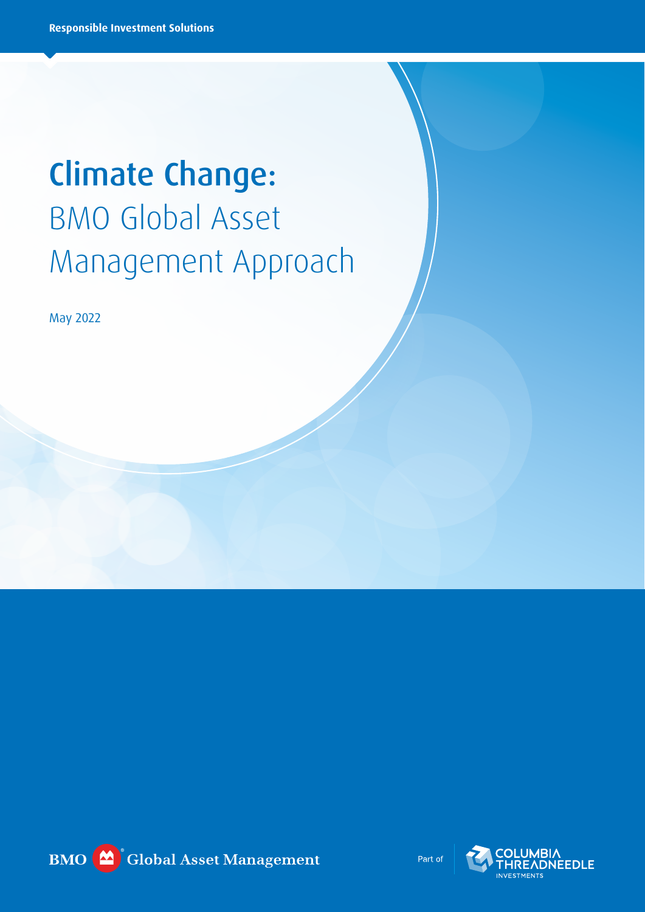Responsible Investment Solutions

# Climate Change: BMO Global Asset Management Approach

May 2022

BMO Global Asset Management

Part of COLUMBIA THREADNEEDLE INVESTMENTS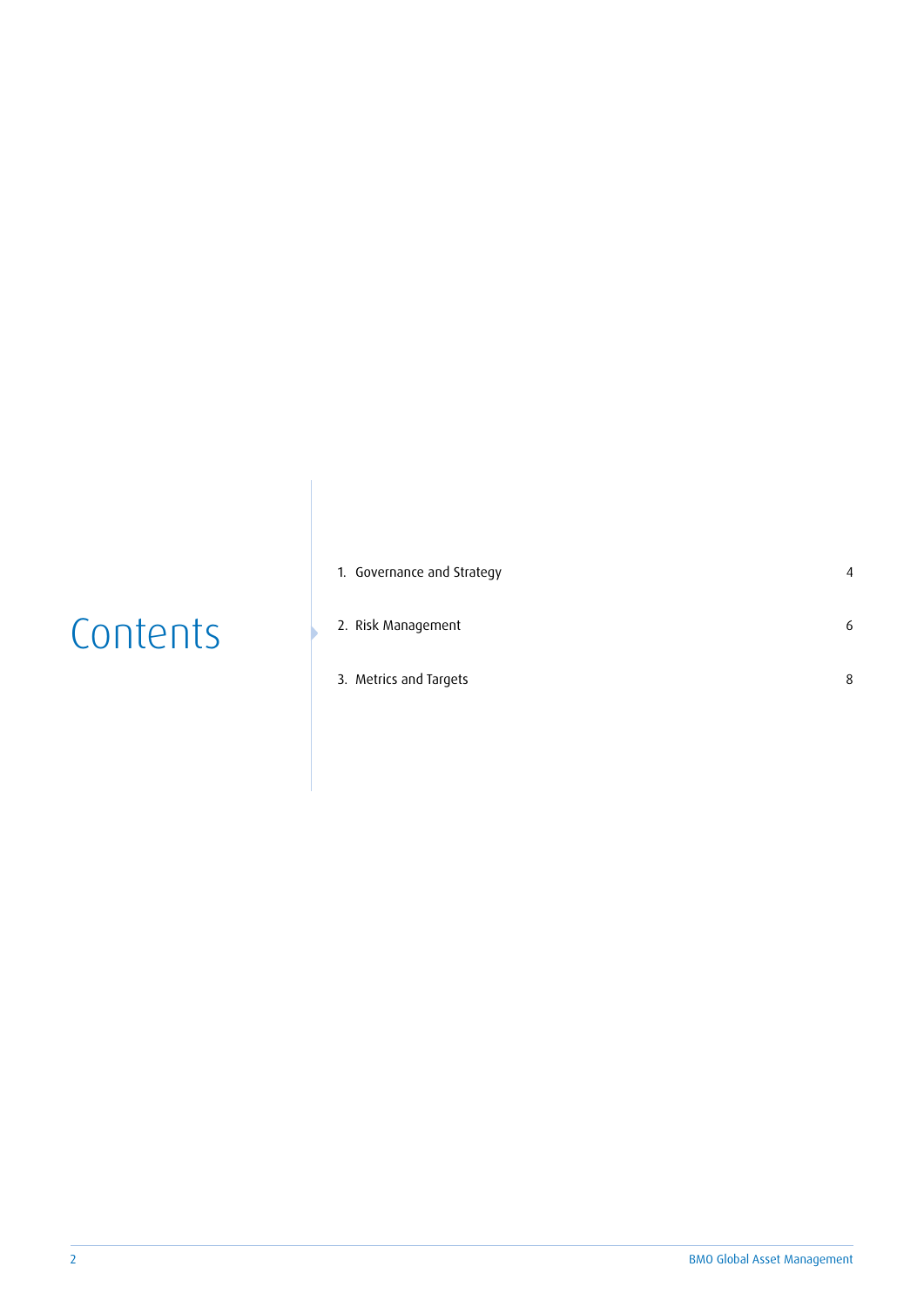# Contents

1. Governance and Strategy — 4
2. Risk Management — 6
3. Metrics and Targets — 8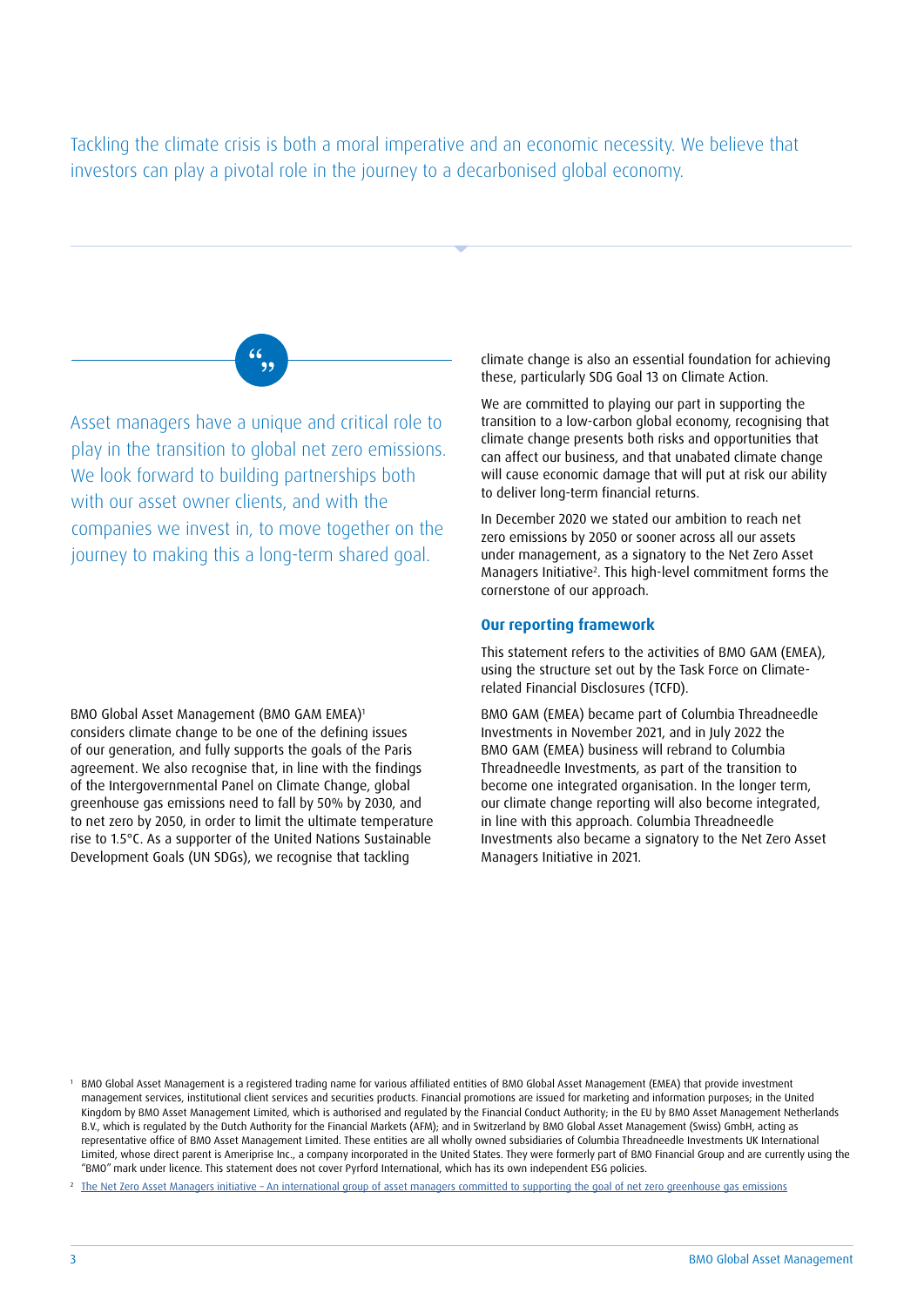Tackling the climate crisis is both a moral imperative and an economic necessity. We believe that investors can play a pivotal role in the journey to a decarbonised global economy.

> Asset managers have a unique and critical role to play in the transition to global net zero emissions. We look forward to building partnerships both with our asset owner clients, and with the companies we invest in, to move together on the journey to making this a long-term shared goal.

BMO Global Asset Management (BMO GAM EMEA)[1] considers climate change to be one of the defining issues of our generation, and fully supports the goals of the Paris agreement. We also recognise that, in line with the findings of the Intergovernmental Panel on Climate Change, global greenhouse gas emissions need to fall by 50% by 2030, and to net zero by 2050, in order to limit the ultimate temperature rise to 1.5°C. As a supporter of the United Nations Sustainable Development Goals (UN SDGs), we recognise that tackling climate change is also an essential foundation for achieving these, particularly SDG Goal 13 on Climate Action.

We are committed to playing our part in supporting the transition to a low-carbon global economy, recognising that climate change presents both risks and opportunities that can affect our business, and that unabated climate change will cause economic damage that will put at risk our ability to deliver long-term financial returns.

In December 2020 we stated our ambition to reach net zero emissions by 2050 or sooner across all our assets under management, as a signatory to the Net Zero Asset Managers Initiative[2]. This high-level commitment forms the cornerstone of our approach.

## Our reporting framework

This statement refers to the activities of BMO GAM (EMEA), using the structure set out by the Task Force on Climate-related Financial Disclosures (TCFD).

BMO GAM (EMEA) became part of Columbia Threadneedle Investments in November 2021, and in July 2022 the BMO GAM (EMEA) business will rebrand to Columbia Threadneedle Investments, as part of the transition to become one integrated organisation. In the longer term, our climate change reporting will also become integrated, in line with this approach. Columbia Threadneedle Investments also became a signatory to the Net Zero Asset Managers Initiative in 2021.

---

[1] BMO Global Asset Management is a registered trading name for various affiliated entities of BMO Global Asset Management (EMEA) that provide investment management services, institutional client services and securities products. Financial promotions are issued for marketing and information purposes; in the United Kingdom by BMO Asset Management Limited, which is authorised and regulated by the Financial Conduct Authority; in the EU by BMO Asset Management Netherlands B.V., which is regulated by the Dutch Authority for the Financial Markets (AFM); and in Switzerland by BMO Global Asset Management (Swiss) GmbH, acting as representative office of BMO Asset Management Limited. These entities are all wholly owned subsidiaries of Columbia Threadneedle Investments UK International Limited, whose direct parent is Ameriprise Inc., a company incorporated in the United States. They were formerly part of BMO Financial Group and are currently using the "BMO" mark under licence. This statement does not cover Pyrford International, which has its own independent ESG policies.

[2] The Net Zero Asset Managers initiative – An international group of asset managers committed to supporting the goal of net zero greenhouse gas emissions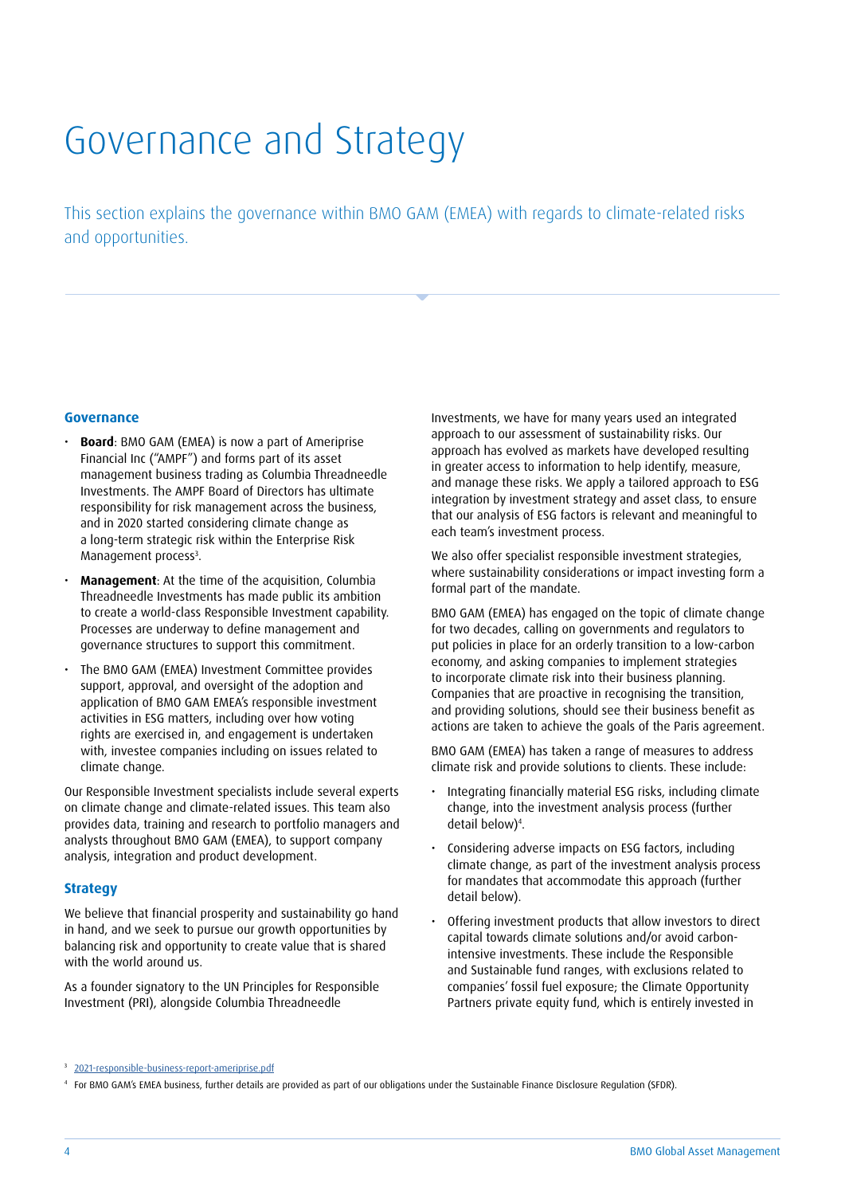# Governance and Strategy

This section explains the governance within BMO GAM (EMEA) with regards to climate-related risks and opportunities.

## Governance

- **Board**: BMO GAM (EMEA) is now a part of Ameriprise Financial Inc ("AMPF") and forms part of its asset management business trading as Columbia Threadneedle Investments. The AMPF Board of Directors has ultimate responsibility for risk management across the business, and in 2020 started considering climate change as a long-term strategic risk within the Enterprise Risk Management process[3].
- **Management**: At the time of the acquisition, Columbia Threadneedle Investments has made public its ambition to create a world-class Responsible Investment capability. Processes are underway to define management and governance structures to support this commitment.
- The BMO GAM (EMEA) Investment Committee provides support, approval, and oversight of the adoption and application of BMO GAM EMEA's responsible investment activities in ESG matters, including over how voting rights are exercised in, and engagement is undertaken with, investee companies including on issues related to climate change.

Our Responsible Investment specialists include several experts on climate change and climate-related issues. This team also provides data, training and research to portfolio managers and analysts throughout BMO GAM (EMEA), to support company analysis, integration and product development.

## Strategy

We believe that financial prosperity and sustainability go hand in hand, and we seek to pursue our growth opportunities by balancing risk and opportunity to create value that is shared with the world around us.

As a founder signatory to the UN Principles for Responsible Investment (PRI), alongside Columbia Threadneedle Investments, we have for many years used an integrated approach to our assessment of sustainability risks. Our approach has evolved as markets have developed resulting in greater access to information to help identify, measure, and manage these risks. We apply a tailored approach to ESG integration by investment strategy and asset class, to ensure that our analysis of ESG factors is relevant and meaningful to each team's investment process.

We also offer specialist responsible investment strategies, where sustainability considerations or impact investing form a formal part of the mandate.

BMO GAM (EMEA) has engaged on the topic of climate change for two decades, calling on governments and regulators to put policies in place for an orderly transition to a low-carbon economy, and asking companies to implement strategies to incorporate climate risk into their business planning. Companies that are proactive in recognising the transition, and providing solutions, should see their business benefit as actions are taken to achieve the goals of the Paris agreement.

BMO GAM (EMEA) has taken a range of measures to address climate risk and provide solutions to clients. These include:

- Integrating financially material ESG risks, including climate change, into the investment analysis process (further detail below)[4].
- Considering adverse impacts on ESG factors, including climate change, as part of the investment analysis process for mandates that accommodate this approach (further detail below).
- Offering investment products that allow investors to direct capital towards climate solutions and/or avoid carbon-intensive investments. These include the Responsible and Sustainable fund ranges, with exclusions related to companies' fossil fuel exposure; the Climate Opportunity Partners private equity fund, which is entirely invested in

[3] 2021-responsible-business-report-ameriprise.pdf

[4] For BMO GAM's EMEA business, further details are provided as part of our obligations under the Sustainable Finance Disclosure Regulation (SFDR).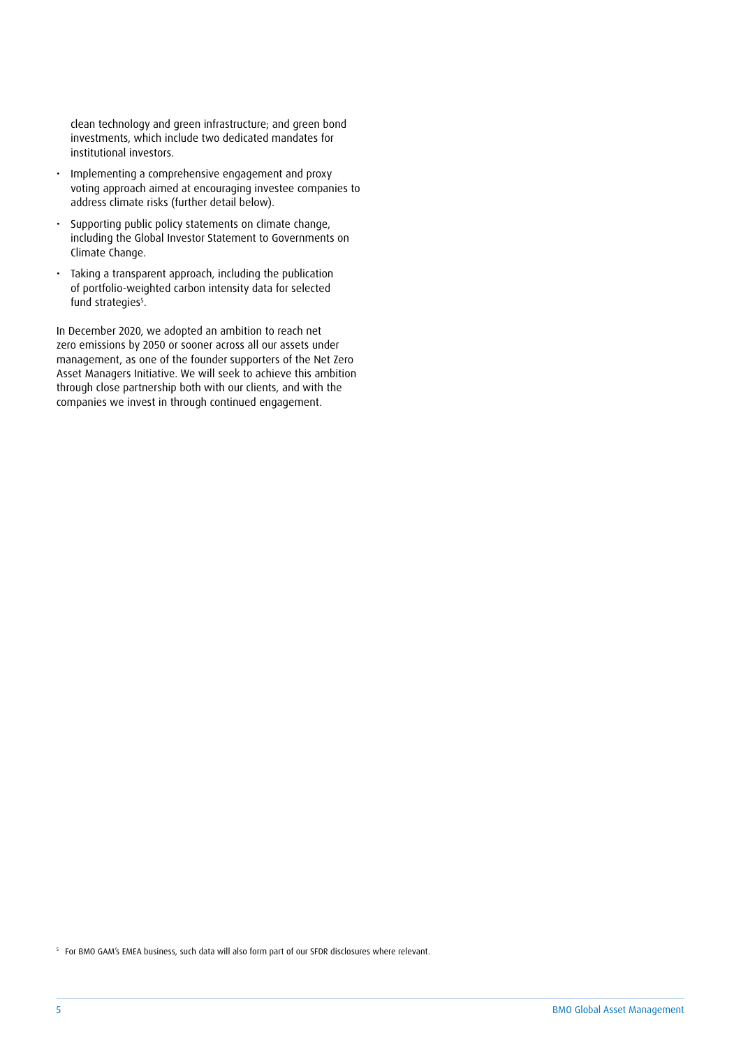clean technology and green infrastructure; and green bond investments, which include two dedicated mandates for institutional investors.

- Implementing a comprehensive engagement and proxy voting approach aimed at encouraging investee companies to address climate risks (further detail below).
- Supporting public policy statements on climate change, including the Global Investor Statement to Governments on Climate Change.
- Taking a transparent approach, including the publication of portfolio-weighted carbon intensity data for selected fund strategies[5].

In December 2020, we adopted an ambition to reach net zero emissions by 2050 or sooner across all our assets under management, as one of the founder supporters of the Net Zero Asset Managers Initiative. We will seek to achieve this ambition through close partnership both with our clients, and with the companies we invest in through continued engagement.

[5] For BMO GAM's EMEA business, such data will also form part of our SFDR disclosures where relevant.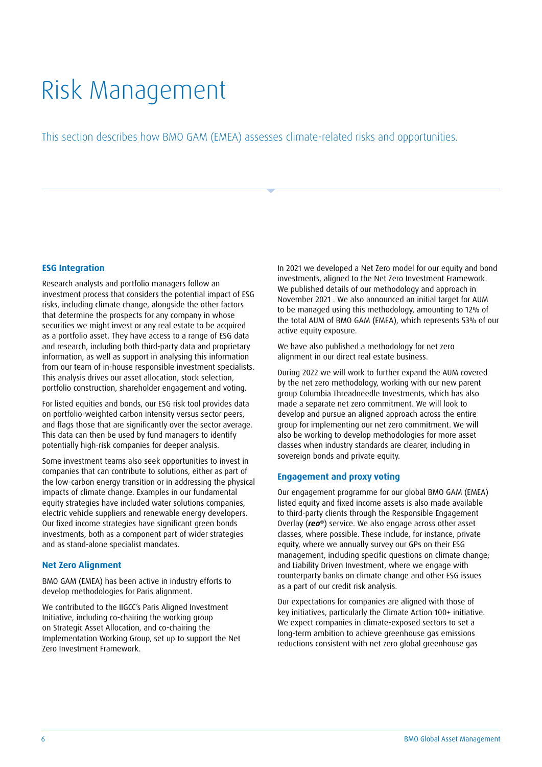# Risk Management

This section describes how BMO GAM (EMEA) assesses climate-related risks and opportunities.

## ESG Integration

Research analysts and portfolio managers follow an investment process that considers the potential impact of ESG risks, including climate change, alongside the other factors that determine the prospects for any company in whose securities we might invest or any real estate to be acquired as a portfolio asset. They have access to a range of ESG data and research, including both third-party data and proprietary information, as well as support in analysing this information from our team of in-house responsible investment specialists. This analysis drives our asset allocation, stock selection, portfolio construction, shareholder engagement and voting.

For listed equities and bonds, our ESG risk tool provides data on portfolio-weighted carbon intensity versus sector peers, and flags those that are significantly over the sector average. This data can then be used by fund managers to identify potentially high-risk companies for deeper analysis.

Some investment teams also seek opportunities to invest in companies that can contribute to solutions, either as part of the low-carbon energy transition or in addressing the physical impacts of climate change. Examples in our fundamental equity strategies have included water solutions companies, electric vehicle suppliers and renewable energy developers. Our fixed income strategies have significant green bonds investments, both as a component part of wider strategies and as stand-alone specialist mandates.

## Net Zero Alignment

BMO GAM (EMEA) has been active in industry efforts to develop methodologies for Paris alignment.

We contributed to the IIGCC's Paris Aligned Investment Initiative, including co-chairing the working group on Strategic Asset Allocation, and co-chairing the Implementation Working Group, set up to support the Net Zero Investment Framework.

In 2021 we developed a Net Zero model for our equity and bond investments, aligned to the Net Zero Investment Framework. We published details of our methodology and approach in November 2021 . We also announced an initial target for AUM to be managed using this methodology, amounting to 12% of the total AUM of BMO GAM (EMEA), which represents 53% of our active equity exposure.

We have also published a methodology for net zero alignment in our direct real estate business.

During 2022 we will work to further expand the AUM covered by the net zero methodology, working with our new parent group Columbia Threadneedle Investments, which has also made a separate net zero commitment. We will look to develop and pursue an aligned approach across the entire group for implementing our net zero commitment. We will also be working to develop methodologies for more asset classes when industry standards are clearer, including in sovereign bonds and private equity.

## Engagement and proxy voting

Our engagement programme for our global BMO GAM (EMEA) listed equity and fixed income assets is also made available to third-party clients through the Responsible Engagement Overlay (***reo***®) service. We also engage across other asset classes, where possible. These include, for instance, private equity, where we annually survey our GPs on their ESG management, including specific questions on climate change; and Liability Driven Investment, where we engage with counterparty banks on climate change and other ESG issues as a part of our credit risk analysis.

Our expectations for companies are aligned with those of key initiatives, particularly the Climate Action 100+ initiative. We expect companies in climate-exposed sectors to set a long-term ambition to achieve greenhouse gas emissions reductions consistent with net zero global greenhouse gas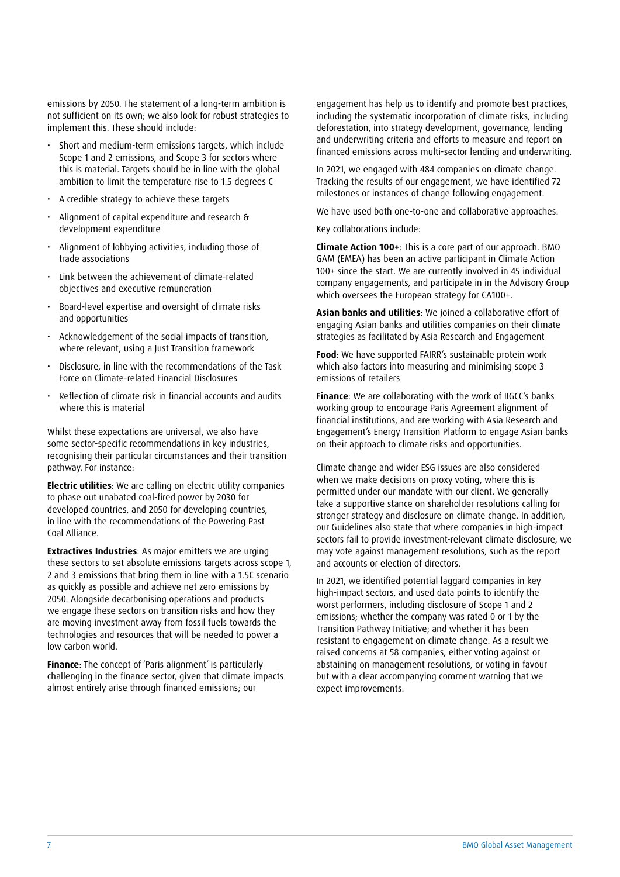emissions by 2050. The statement of a long-term ambition is not sufficient on its own; we also look for robust strategies to implement this. These should include:

- Short and medium-term emissions targets, which include Scope 1 and 2 emissions, and Scope 3 for sectors where this is material. Targets should be in line with the global ambition to limit the temperature rise to 1.5 degrees C
- A credible strategy to achieve these targets
- Alignment of capital expenditure and research & development expenditure
- Alignment of lobbying activities, including those of trade associations
- Link between the achievement of climate-related objectives and executive remuneration
- Board-level expertise and oversight of climate risks and opportunities
- Acknowledgement of the social impacts of transition, where relevant, using a Just Transition framework
- Disclosure, in line with the recommendations of the Task Force on Climate-related Financial Disclosures
- Reflection of climate risk in financial accounts and audits where this is material

Whilst these expectations are universal, we also have some sector-specific recommendations in key industries, recognising their particular circumstances and their transition pathway. For instance:

**Electric utilities**: We are calling on electric utility companies to phase out unabated coal-fired power by 2030 for developed countries, and 2050 for developing countries, in line with the recommendations of the Powering Past Coal Alliance.

**Extractives Industries**: As major emitters we are urging these sectors to set absolute emissions targets across scope 1, 2 and 3 emissions that bring them in line with a 1.5C scenario as quickly as possible and achieve net zero emissions by 2050. Alongside decarbonising operations and products we engage these sectors on transition risks and how they are moving investment away from fossil fuels towards the technologies and resources that will be needed to power a low carbon world.

**Finance**: The concept of 'Paris alignment' is particularly challenging in the finance sector, given that climate impacts almost entirely arise through financed emissions; our engagement has help us to identify and promote best practices, including the systematic incorporation of climate risks, including deforestation, into strategy development, governance, lending and underwriting criteria and efforts to measure and report on financed emissions across multi-sector lending and underwriting.

In 2021, we engaged with 484 companies on climate change. Tracking the results of our engagement, we have identified 72 milestones or instances of change following engagement.

We have used both one-to-one and collaborative approaches.

Key collaborations include:

**Climate Action 100+**: This is a core part of our approach. BMO GAM (EMEA) has been an active participant in Climate Action 100+ since the start. We are currently involved in 45 individual company engagements, and participate in in the Advisory Group which oversees the European strategy for CA100+.

**Asian banks and utilities**: We joined a collaborative effort of engaging Asian banks and utilities companies on their climate strategies as facilitated by Asia Research and Engagement

**Food**: We have supported FAIRR's sustainable protein work which also factors into measuring and minimising scope 3 emissions of retailers

**Finance**: We are collaborating with the work of IIGCC's banks working group to encourage Paris Agreement alignment of financial institutions, and are working with Asia Research and Engagement's Energy Transition Platform to engage Asian banks on their approach to climate risks and opportunities.

Climate change and wider ESG issues are also considered when we make decisions on proxy voting, where this is permitted under our mandate with our client. We generally take a supportive stance on shareholder resolutions calling for stronger strategy and disclosure on climate change. In addition, our Guidelines also state that where companies in high-impact sectors fail to provide investment-relevant climate disclosure, we may vote against management resolutions, such as the report and accounts or election of directors.

In 2021, we identified potential laggard companies in key high-impact sectors, and used data points to identify the worst performers, including disclosure of Scope 1 and 2 emissions; whether the company was rated 0 or 1 by the Transition Pathway Initiative; and whether it has been resistant to engagement on climate change. As a result we raised concerns at 58 companies, either voting against or abstaining on management resolutions, or voting in favour but with a clear accompanying comment warning that we expect improvements.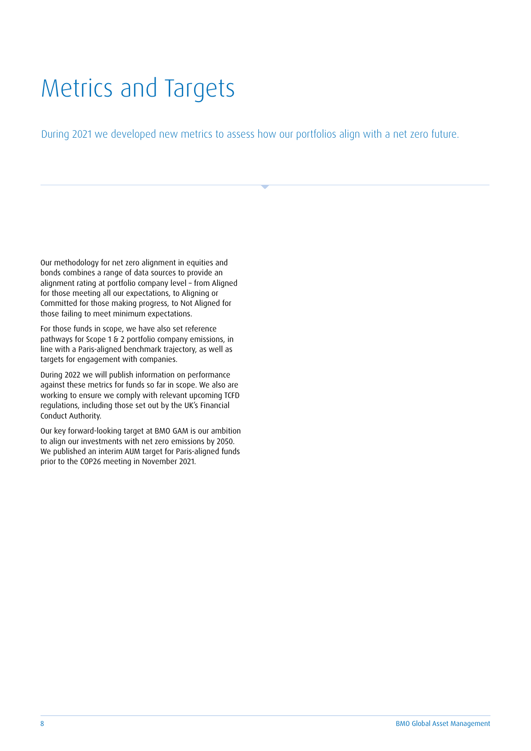# Metrics and Targets

During 2021 we developed new metrics to assess how our portfolios align with a net zero future.

Our methodology for net zero alignment in equities and bonds combines a range of data sources to provide an alignment rating at portfolio company level – from Aligned for those meeting all our expectations, to Aligning or Committed for those making progress, to Not Aligned for those failing to meet minimum expectations.

For those funds in scope, we have also set reference pathways for Scope 1 & 2 portfolio company emissions, in line with a Paris-aligned benchmark trajectory, as well as targets for engagement with companies.

During 2022 we will publish information on performance against these metrics for funds so far in scope. We also are working to ensure we comply with relevant upcoming TCFD regulations, including those set out by the UK's Financial Conduct Authority.

Our key forward-looking target at BMO GAM is our ambition to align our investments with net zero emissions by 2050. We published an interim AUM target for Paris-aligned funds prior to the COP26 meeting in November 2021.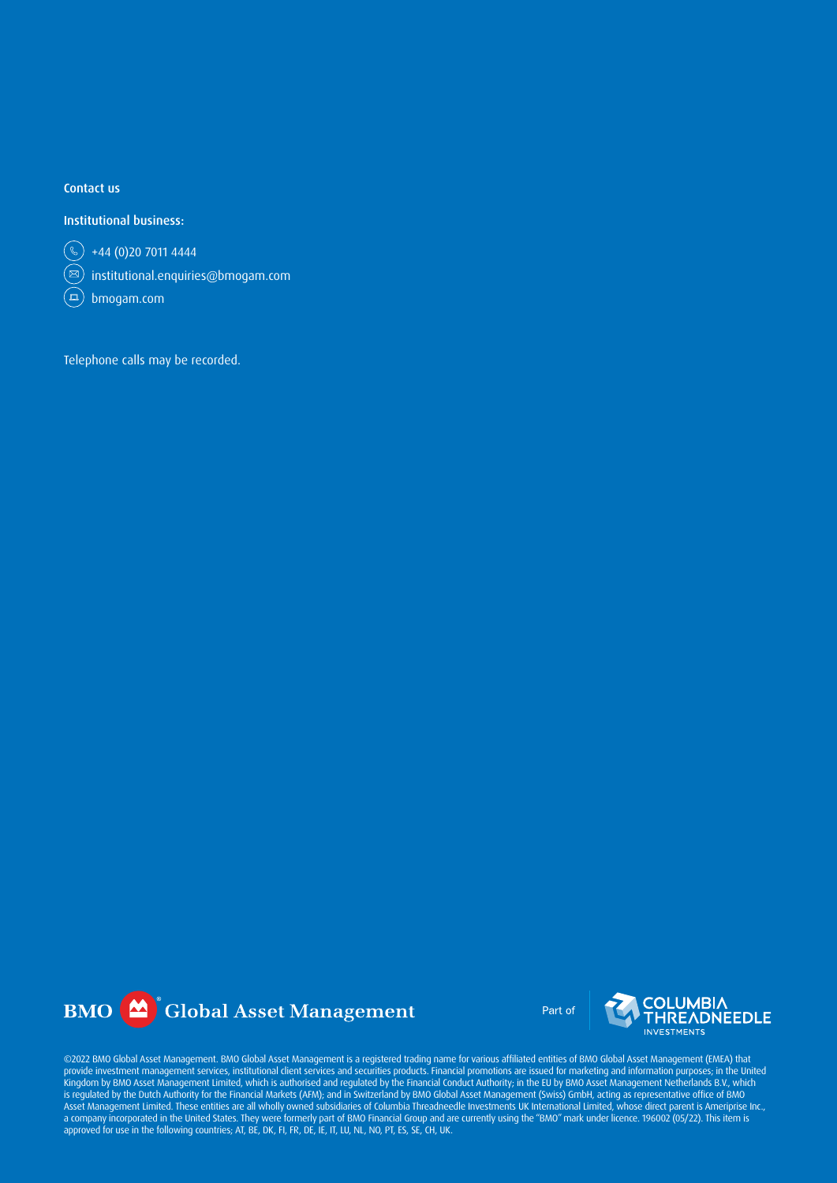Contact us

**Institutional business:**

+44 (0)20 7011 4444

institutional.enquiries@bmogam.com

bmogam.com

Telephone calls may be recorded.

BMO Global Asset Management

Part of COLUMBIA THREADNEEDLE INVESTMENTS

©2022 BMO Global Asset Management. BMO Global Asset Management is a registered trading name for various affiliated entities of BMO Global Asset Management (EMEA) that provide investment management services, institutional client services and securities products. Financial promotions are issued for marketing and information purposes; in the United Kingdom by BMO Asset Management Limited, which is authorised and regulated by the Financial Conduct Authority; in the EU by BMO Asset Management Netherlands B.V., which is regulated by the Dutch Authority for the Financial Markets (AFM); and in Switzerland by BMO Global Asset Management (Swiss) GmbH, acting as representative office of BMO Asset Management Limited. These entities are all wholly owned subsidiaries of Columbia Threadneedle Investments UK International Limited, whose direct parent is Ameriprise Inc., a company incorporated in the United States. They were formerly part of BMO Financial Group and are currently using the "BMO" mark under licence. 196002 (05/22). This item is approved for use in the following countries; AT, BE, DK, FI, FR, DE, IE, IT, LU, NL, NO, PT, ES, SE, CH, UK.